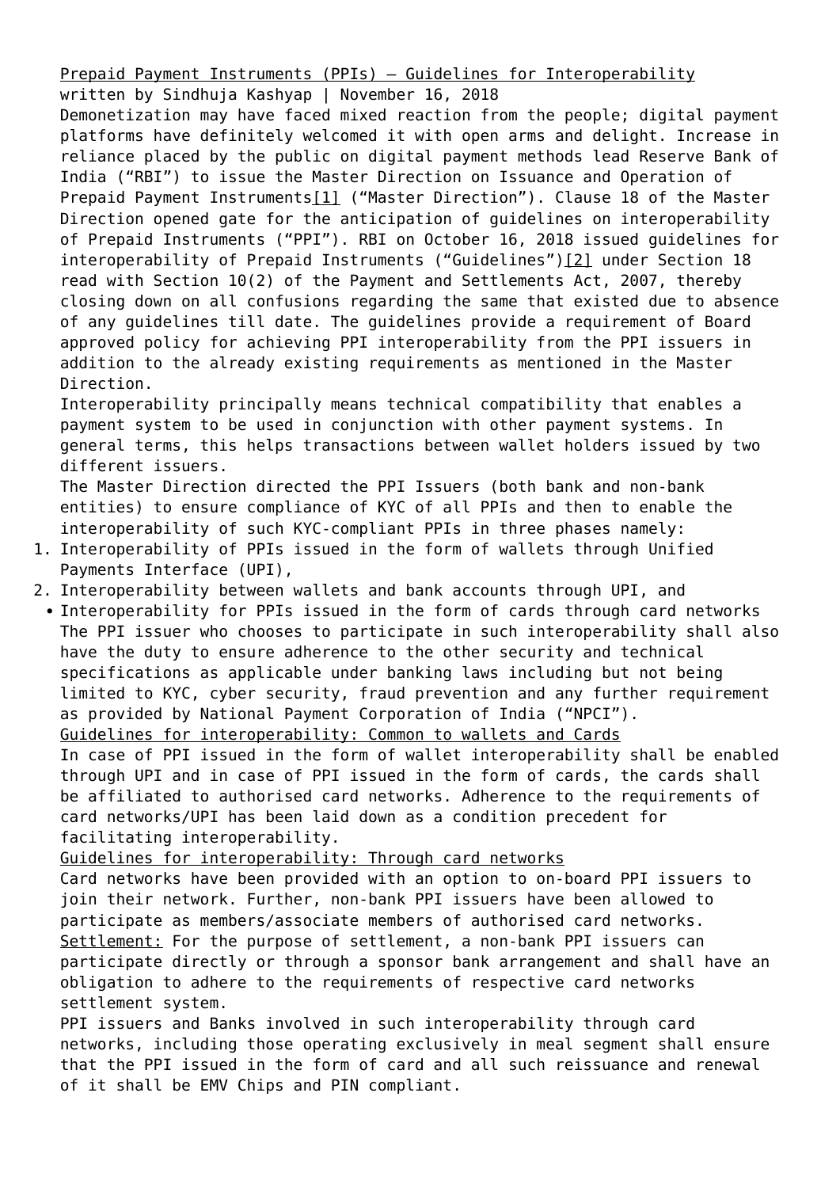Prepaid Payment Instruments (PPIs) – Guidelines for Interoperability

written by Sindhuja Kashyap | November 16, 2018

Demonetization may have faced mixed reaction from the people; digital payment platforms have definitely welcomed it with open arms and delight. Increase in reliance placed by the public on digital payment methods lead Reserve Bank of India ("RBI") to issue the Master Direction on Issuance and Operation of Prepaid Payment Instruments[1] ("Master Direction"). Clause 18 of the Master Direction opened gate for the anticipation of guidelines on interoperability of Prepaid Instruments ("PPI"). RBI on October 16, 2018 issued guidelines for interoperability of Prepaid Instruments ("Guidelines")[2] under Section 18 read with Section 10(2) of the Payment and Settlements Act, 2007, thereby closing down on all confusions regarding the same that existed due to absence of any guidelines till date. The guidelines provide a requirement of Board approved policy for achieving PPI interoperability from the PPI issuers in addition to the already existing requirements as mentioned in the Master Direction.

Interoperability principally means technical compatibility that enables a payment system to be used in conjunction with other payment systems. In general terms, this helps transactions between wallet holders issued by two different issuers.

The Master Direction directed the PPI Issuers (both bank and non-bank entities) to ensure compliance of KYC of all PPIs and then to enable the interoperability of such KYC-compliant PPIs in three phases namely:

1. Interoperability of PPIs issued in the form of wallets through Unified Payments Interface (UPI),
2. Interoperability between wallets and bank accounts through UPI, and

- Interoperability for PPIs issued in the form of cards through card networks

The PPI issuer who chooses to participate in such interoperability shall also have the duty to ensure adherence to the other security and technical specifications as applicable under banking laws including but not being limited to KYC, cyber security, fraud prevention and any further requirement as provided by National Payment Corporation of India ("NPCI").

Guidelines for interoperability: Common to wallets and Cards

In case of PPI issued in the form of wallet interoperability shall be enabled through UPI and in case of PPI issued in the form of cards, the cards shall be affiliated to authorised card networks. Adherence to the requirements of card networks/UPI has been laid down as a condition precedent for facilitating interoperability.

Guidelines for interoperability: Through card networks

Card networks have been provided with an option to on-board PPI issuers to join their network. Further, non-bank PPI issuers have been allowed to participate as members/associate members of authorised card networks.

Settlement: For the purpose of settlement, a non-bank PPI issuers can participate directly or through a sponsor bank arrangement and shall have an obligation to adhere to the requirements of respective card networks settlement system.

PPI issuers and Banks involved in such interoperability through card networks, including those operating exclusively in meal segment shall ensure that the PPI issued in the form of card and all such reissuance and renewal of it shall be EMV Chips and PIN compliant.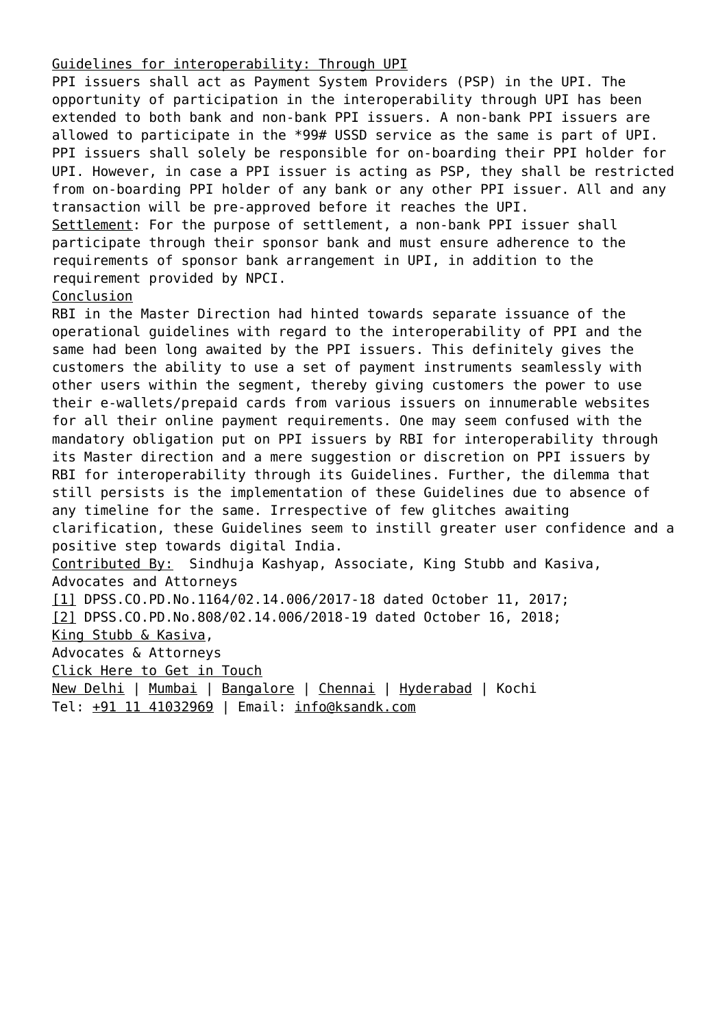## Guidelines for interoperability: Through UPI

PPI issuers shall act as Payment System Providers (PSP) in the UPI. The opportunity of participation in the interoperability through UPI has been extended to both bank and non-bank PPI issuers. A non-bank PPI issuers are allowed to participate in the *99# USSD service as the same is part of UPI. PPI issuers shall solely be responsible for on-boarding their PPI holder for UPI. However, in case a PPI issuer is acting as PSP, they shall be restricted from on-boarding PPI holder of any bank or any other PPI issuer. All and any transaction will be pre-approved before it reaches the UPI.

Settlement: For the purpose of settlement, a non-bank PPI issuer shall participate through their sponsor bank and must ensure adherence to the requirements of sponsor bank arrangement in UPI, in addition to the requirement provided by NPCI.

## Conclusion

RBI in the Master Direction had hinted towards separate issuance of the operational guidelines with regard to the interoperability of PPI and the same had been long awaited by the PPI issuers. This definitely gives the customers the ability to use a set of payment instruments seamlessly with other users within the segment, thereby giving customers the power to use their e-wallets/prepaid cards from various issuers on innumerable websites for all their online payment requirements. One may seem confused with the mandatory obligation put on PPI issuers by RBI for interoperability through its Master direction and a mere suggestion or discretion on PPI issuers by RBI for interoperability through its Guidelines. Further, the dilemma that still persists is the implementation of these Guidelines due to absence of any timeline for the same. Irrespective of few glitches awaiting clarification, these Guidelines seem to instill greater user confidence and a positive step towards digital India.

Contributed By: Sindhuja Kashyap, Associate, King Stubb and Kasiva, Advocates and Attorneys

[1] DPSS.CO.PD.No.1164/02.14.006/2017-18 dated October 11, 2017;

[2] DPSS.CO.PD.No.808/02.14.006/2018-19 dated October 16, 2018;

King Stubb & Kasiva,
Advocates & Attorneys

Click Here to Get in Touch

New Delhi | Mumbai | Bangalore | Chennai | Hyderabad | Kochi

Tel: +91 11 41032969 | Email: info@ksandk.com